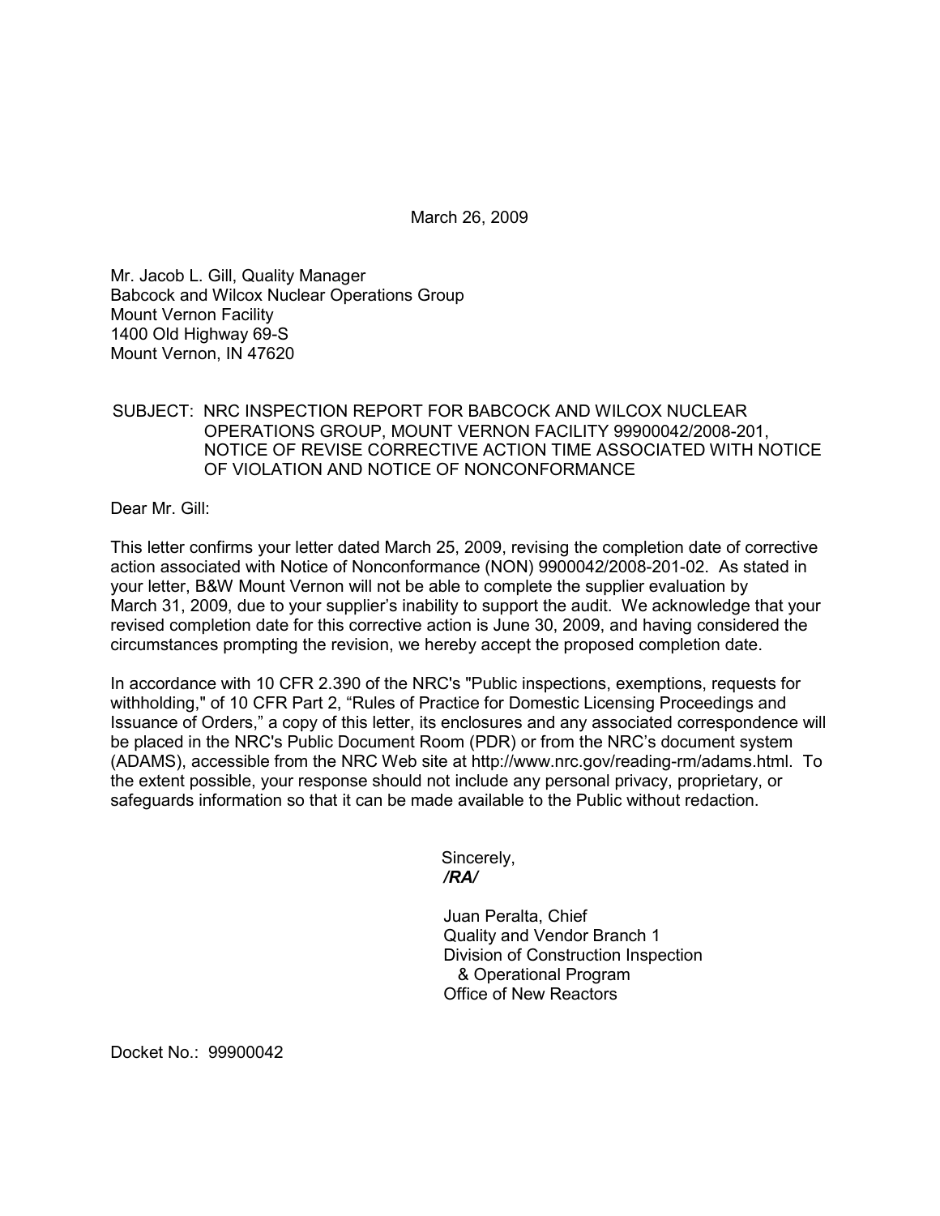March 26, 2009

Mr. Jacob L. Gill, Quality Manager
Babcock and Wilcox Nuclear Operations Group
Mount Vernon Facility
1400 Old Highway 69-S
Mount Vernon, IN 47620

SUBJECT: NRC INSPECTION REPORT FOR BABCOCK AND WILCOX NUCLEAR OPERATIONS GROUP, MOUNT VERNON FACILITY 99900042/2008-201, NOTICE OF REVISE CORRECTIVE ACTION TIME ASSOCIATED WITH NOTICE OF VIOLATION AND NOTICE OF NONCONFORMANCE

Dear Mr. Gill:

This letter confirms your letter dated March 25, 2009, revising the completion date of corrective action associated with Notice of Nonconformance (NON) 9900042/2008-201-02. As stated in your letter, B&W Mount Vernon will not be able to complete the supplier evaluation by March 31, 2009, due to your supplier's inability to support the audit. We acknowledge that your revised completion date for this corrective action is June 30, 2009, and having considered the circumstances prompting the revision, we hereby accept the proposed completion date.

In accordance with 10 CFR 2.390 of the NRC's "Public inspections, exemptions, requests for withholding," of 10 CFR Part 2, "Rules of Practice for Domestic Licensing Proceedings and Issuance of Orders," a copy of this letter, its enclosures and any associated correspondence will be placed in the NRC's Public Document Room (PDR) or from the NRC's document system (ADAMS), accessible from the NRC Web site at http://www.nrc.gov/reading-rm/adams.html. To the extent possible, your response should not include any personal privacy, proprietary, or safeguards information so that it can be made available to the Public without redaction.

Sincerely,
***/RA/***

Juan Peralta, Chief
Quality and Vendor Branch 1
Division of Construction Inspection
& Operational Program
Office of New Reactors

Docket No.: 99900042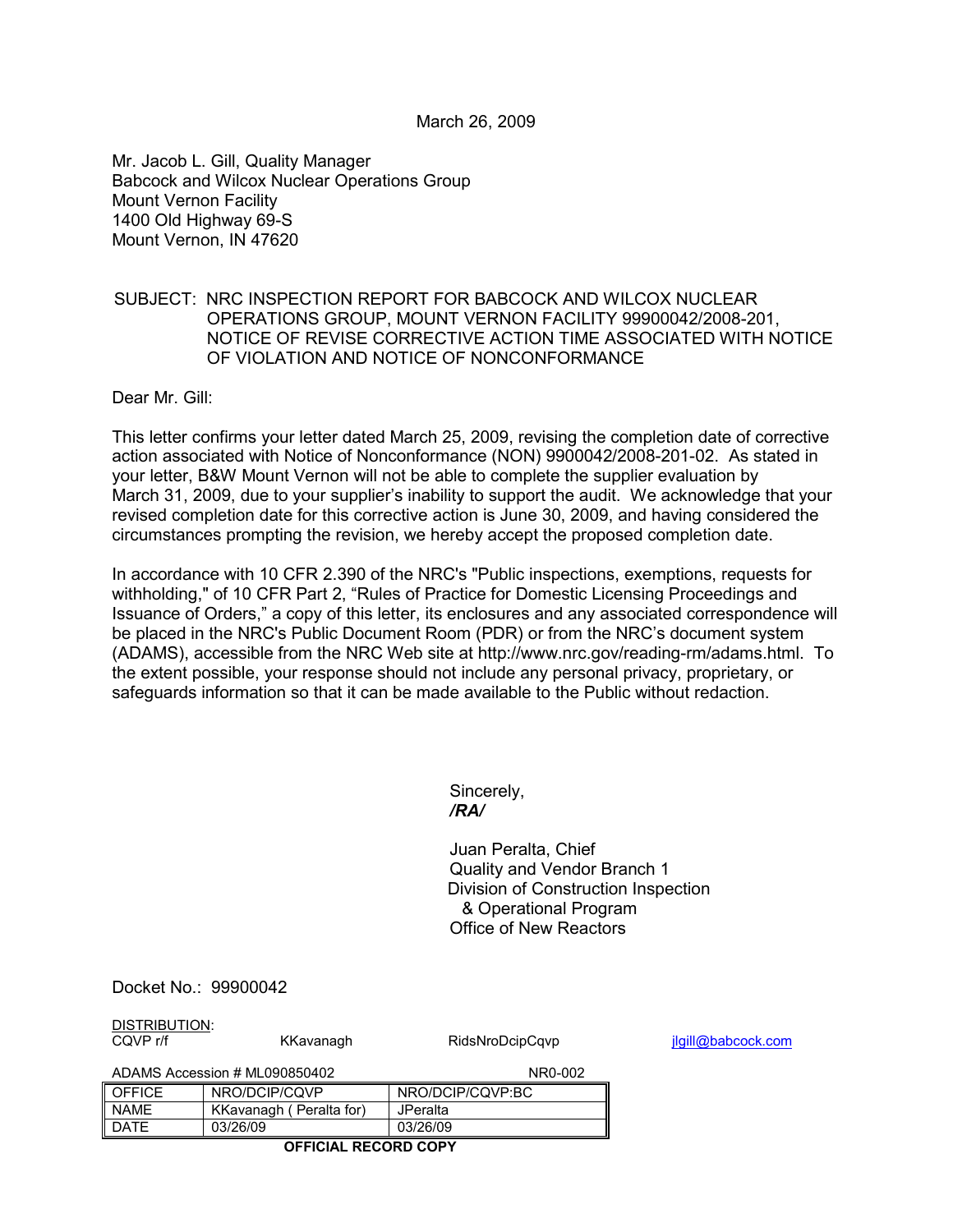March 26, 2009

Mr. Jacob L. Gill, Quality Manager
Babcock and Wilcox Nuclear Operations Group
Mount Vernon Facility
1400 Old Highway 69-S
Mount Vernon, IN 47620

SUBJECT: NRC INSPECTION REPORT FOR BABCOCK AND WILCOX NUCLEAR OPERATIONS GROUP, MOUNT VERNON FACILITY 99900042/2008-201, NOTICE OF REVISE CORRECTIVE ACTION TIME ASSOCIATED WITH NOTICE OF VIOLATION AND NOTICE OF NONCONFORMANCE

Dear Mr. Gill:

This letter confirms your letter dated March 25, 2009, revising the completion date of corrective action associated with Notice of Nonconformance (NON) 9900042/2008-201-02. As stated in your letter, B&W Mount Vernon will not be able to complete the supplier evaluation by March 31, 2009, due to your supplier's inability to support the audit. We acknowledge that your revised completion date for this corrective action is June 30, 2009, and having considered the circumstances prompting the revision, we hereby accept the proposed completion date.

In accordance with 10 CFR 2.390 of the NRC's "Public inspections, exemptions, requests for withholding," of 10 CFR Part 2, "Rules of Practice for Domestic Licensing Proceedings and Issuance of Orders," a copy of this letter, its enclosures and any associated correspondence will be placed in the NRC's Public Document Room (PDR) or from the NRC's document system (ADAMS), accessible from the NRC Web site at http://www.nrc.gov/reading-rm/adams.html. To the extent possible, your response should not include any personal privacy, proprietary, or safeguards information so that it can be made available to the Public without redaction.

Sincerely,
***/RA/***

Juan Peralta, Chief
Quality and Vendor Branch 1
Division of Construction Inspection
& Operational Program
Office of New Reactors

Docket No.: 99900042

DISTRIBUTION:
CQVP r/f KKavanagh RidsNroDcipCqvp jlgill@babcock.com

ADAMS Accession # ML090850402 NR0-002

| | | |
|---|---|---|
| OFFICE | NRO/DCIP/CQVP | NRO/DCIP/CQVP:BC |
| NAME | KKavanagh ( Peralta for) | JPeralta |
| DATE | 03/26/09 | 03/26/09 |

**OFFICIAL RECORD COPY**